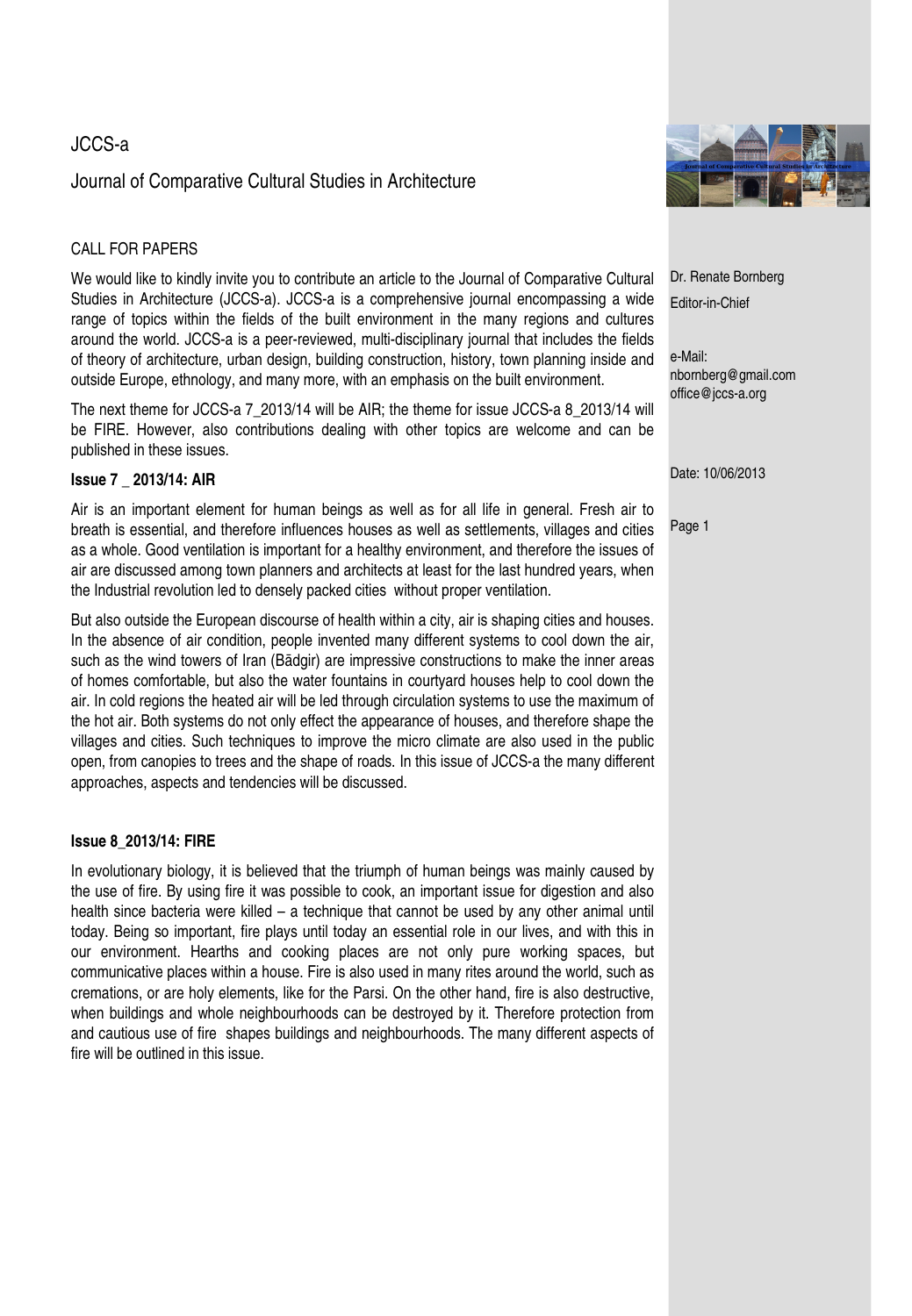JCCS-a

Journal of Comparative Cultural Studies in Architecture

Dr. Renate Bornberg

Editor-in-Chief

e-Mail:
nbornberg@gmail.com
office@jccs-a.org

Date: 10/06/2013

## CALL FOR PAPERS

We would like to kindly invite you to contribute an article to the Journal of Comparative Cultural Studies in Architecture (JCCS-a). JCCS-a is a comprehensive journal encompassing a wide range of topics within the fields of the built environment in the many regions and cultures around the world. JCCS-a is a peer-reviewed, multi-disciplinary journal that includes the fields of theory of architecture, urban design, building construction, history, town planning inside and outside Europe, ethnology, and many more, with an emphasis on the built environment.

The next theme for JCCS-a 7_2013/14 will be AIR; the theme for issue JCCS-a 8_2013/14 will be FIRE. However, also contributions dealing with other topics are welcome and can be published in these issues.

### Issue 7 _ 2013/14: AIR

Air is an important element for human beings as well as for all life in general. Fresh air to breath is essential, and therefore influences houses as well as settlements, villages and cities as a whole. Good ventilation is important for a healthy environment, and therefore the issues of air are discussed among town planners and architects at least for the last hundred years, when the Industrial revolution led to densely packed cities without proper ventilation.

But also outside the European discourse of health within a city, air is shaping cities and houses. In the absence of air condition, people invented many different systems to cool down the air, such as the wind towers of Iran (Bādgir) are impressive constructions to make the inner areas of homes comfortable, but also the water fountains in courtyard houses help to cool down the air. In cold regions the heated air will be led through circulation systems to use the maximum of the hot air. Both systems do not only effect the appearance of houses, and therefore shape the villages and cities. Such techniques to improve the micro climate are also used in the public open, from canopies to trees and the shape of roads. In this issue of JCCS-a the many different approaches, aspects and tendencies will be discussed.

### Issue 8_2013/14: FIRE

In evolutionary biology, it is believed that the triumph of human beings was mainly caused by the use of fire. By using fire it was possible to cook, an important issue for digestion and also health since bacteria were killed – a technique that cannot be used by any other animal until today. Being so important, fire plays until today an essential role in our lives, and with this in our environment. Hearths and cooking places are not only pure working spaces, but communicative places within a house. Fire is also used in many rites around the world, such as cremations, or are holy elements, like for the Parsi. On the other hand, fire is also destructive, when buildings and whole neighbourhoods can be destroyed by it. Therefore protection from and cautious use of fire shapes buildings and neighbourhoods. The many different aspects of fire will be outlined in this issue.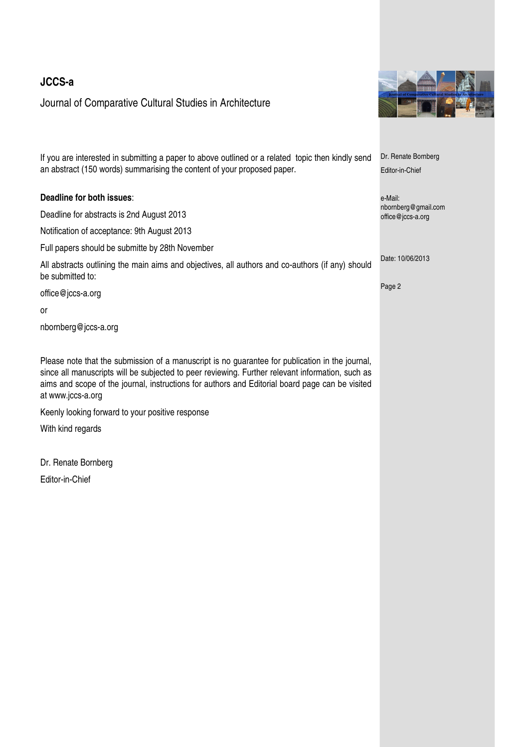**JCCS-a**

Journal of Comparative Cultural Studies in Architecture

Dr. Renate Bornberg

Editor-in-Chief

e-Mail:
nbornberg@gmail.com
office@jccs-a.org

Date: 10/06/2013

If you are interested in submitting a paper to above outlined or a related topic then kindly send an abstract (150 words) summarising the content of your proposed paper.

**Deadline for both issues**:

Deadline for abstracts is 2nd August 2013

Notification of acceptance: 9th August 2013

Full papers should be submitte by 28th November

All abstracts outlining the main aims and objectives, all authors and co-authors (if any) should be submitted to:

office@jccs-a.org

or

nbornberg@jccs-a.org

Please note that the submission of a manuscript is no guarantee for publication in the journal, since all manuscripts will be subjected to peer reviewing. Further relevant information, such as aims and scope of the journal, instructions for authors and Editorial board page can be visited at www.jccs-a.org

Keenly looking forward to your positive response

With kind regards

Dr. Renate Bornberg

Editor-in-Chief